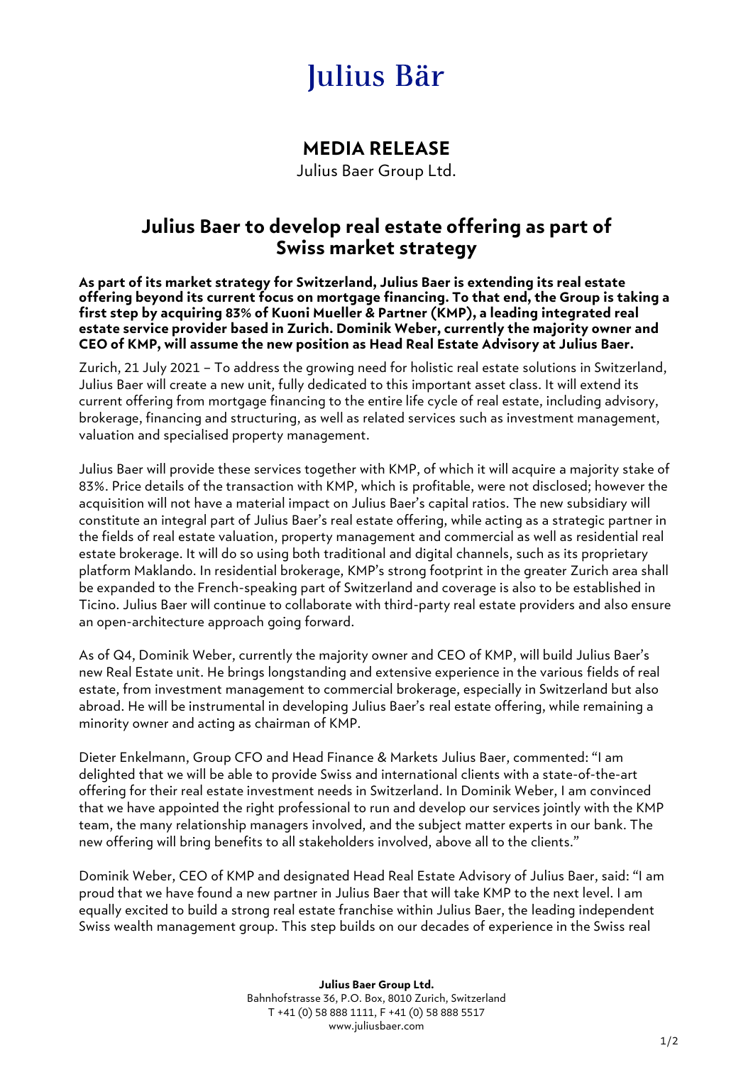# Julius Bär

## MEDIA RELEASE

Julius Baer Group Ltd.

## Julius Baer to develop real estate offering as part of Swiss market strategy

**As part of its market strategy for Switzerland, Julius Baer is extending its real estate offering beyond its current focus on mortgage financing. To that end, the Group is taking a first step by acquiring 83% of Kuoni Mueller & Partner (KMP), a leading integrated real estate service provider based in Zurich. Dominik Weber, currently the majority owner and CEO of KMP, will assume the new position as Head Real Estate Advisory at Julius Baer.**

Zurich, 21 July 2021 – To address the growing need for holistic real estate solutions in Switzerland, Julius Baer will create a new unit, fully dedicated to this important asset class. It will extend its current offering from mortgage financing to the entire life cycle of real estate, including advisory, brokerage, financing and structuring, as well as related services such as investment management, valuation and specialised property management.

Julius Baer will provide these services together with KMP, of which it will acquire a majority stake of 83%. Price details of the transaction with KMP, which is profitable, were not disclosed; however the acquisition will not have a material impact on Julius Baer's capital ratios. The new subsidiary will constitute an integral part of Julius Baer's real estate offering, while acting as a strategic partner in the fields of real estate valuation, property management and commercial as well as residential real estate brokerage. It will do so using both traditional and digital channels, such as its proprietary platform Maklando. In residential brokerage, KMP's strong footprint in the greater Zurich area shall be expanded to the French-speaking part of Switzerland and coverage is also to be established in Ticino. Julius Baer will continue to collaborate with third-party real estate providers and also ensure an open-architecture approach going forward.

As of Q4, Dominik Weber, currently the majority owner and CEO of KMP, will build Julius Baer's new Real Estate unit. He brings longstanding and extensive experience in the various fields of real estate, from investment management to commercial brokerage, especially in Switzerland but also abroad. He will be instrumental in developing Julius Baer's real estate offering, while remaining a minority owner and acting as chairman of KMP.

Dieter Enkelmann, Group CFO and Head Finance & Markets Julius Baer, commented: "I am delighted that we will be able to provide Swiss and international clients with a state-of-the-art offering for their real estate investment needs in Switzerland. In Dominik Weber, I am convinced that we have appointed the right professional to run and develop our services jointly with the KMP team, the many relationship managers involved, and the subject matter experts in our bank. The new offering will bring benefits to all stakeholders involved, above all to the clients."

Dominik Weber, CEO of KMP and designated Head Real Estate Advisory of Julius Baer, said: "I am proud that we have found a new partner in Julius Baer that will take KMP to the next level. I am equally excited to build a strong real estate franchise within Julius Baer, the leading independent Swiss wealth management group. This step builds on our decades of experience in the Swiss real

**Julius Baer Group Ltd.**
Bahnhofstrasse 36, P.O. Box, 8010 Zurich, Switzerland
T +41 (0) 58 888 1111, F +41 (0) 58 888 5517
www.juliusbaer.com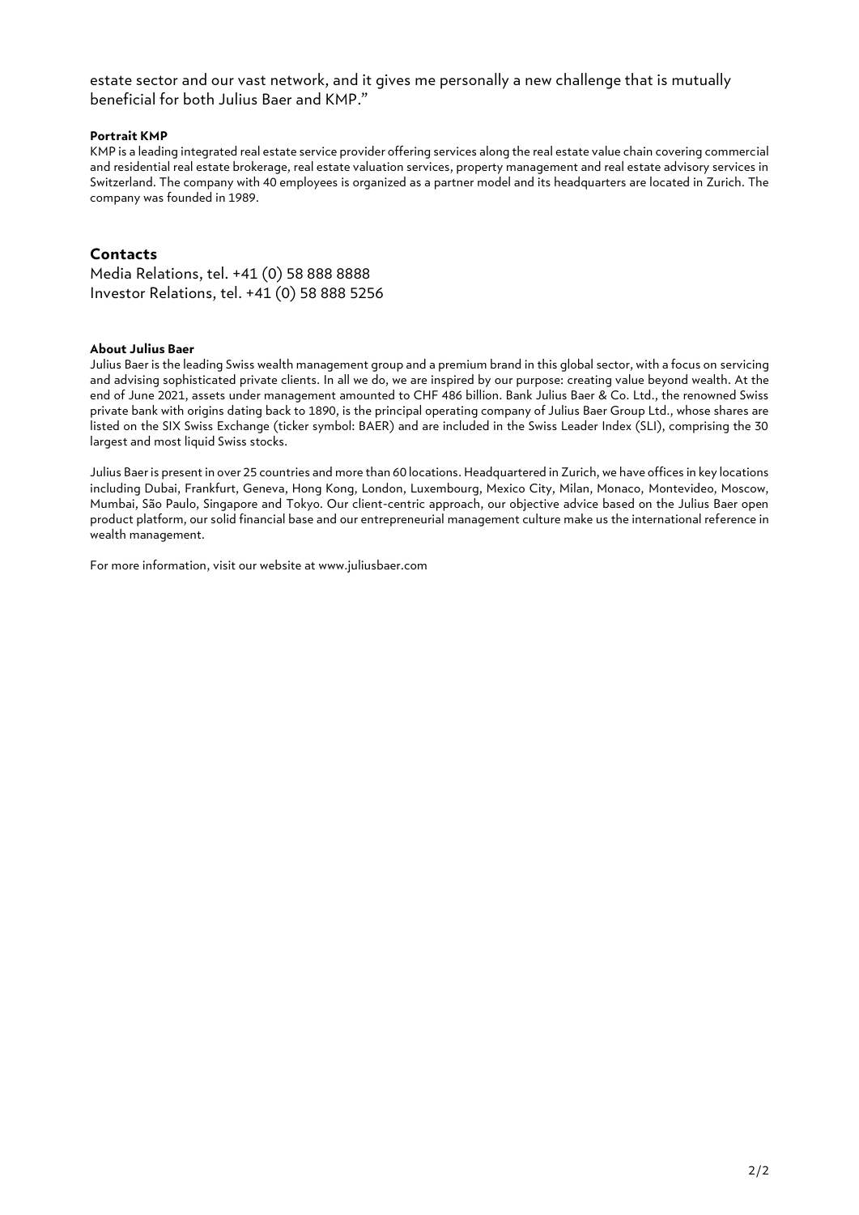estate sector and our vast network, and it gives me personally a new challenge that is mutually beneficial for both Julius Baer and KMP."

**Portrait KMP**

KMP is a leading integrated real estate service provider offering services along the real estate value chain covering commercial and residential real estate brokerage, real estate valuation services, property management and real estate advisory services in Switzerland. The company with 40 employees is organized as a partner model and its headquarters are located in Zurich. The company was founded in 1989.

## Contacts

Media Relations, tel. +41 (0) 58 888 8888
Investor Relations, tel. +41 (0) 58 888 5256

**About Julius Baer**

Julius Baer is the leading Swiss wealth management group and a premium brand in this global sector, with a focus on servicing and advising sophisticated private clients. In all we do, we are inspired by our purpose: creating value beyond wealth. At the end of June 2021, assets under management amounted to CHF 486 billion. Bank Julius Baer & Co. Ltd., the renowned Swiss private bank with origins dating back to 1890, is the principal operating company of Julius Baer Group Ltd., whose shares are listed on the SIX Swiss Exchange (ticker symbol: BAER) and are included in the Swiss Leader Index (SLI), comprising the 30 largest and most liquid Swiss stocks.

Julius Baer is present in over 25 countries and more than 60 locations. Headquartered in Zurich, we have offices in key locations including Dubai, Frankfurt, Geneva, Hong Kong, London, Luxembourg, Mexico City, Milan, Monaco, Montevideo, Moscow, Mumbai, São Paulo, Singapore and Tokyo. Our client-centric approach, our objective advice based on the Julius Baer open product platform, our solid financial base and our entrepreneurial management culture make us the international reference in wealth management.

For more information, visit our website at www.juliusbaer.com